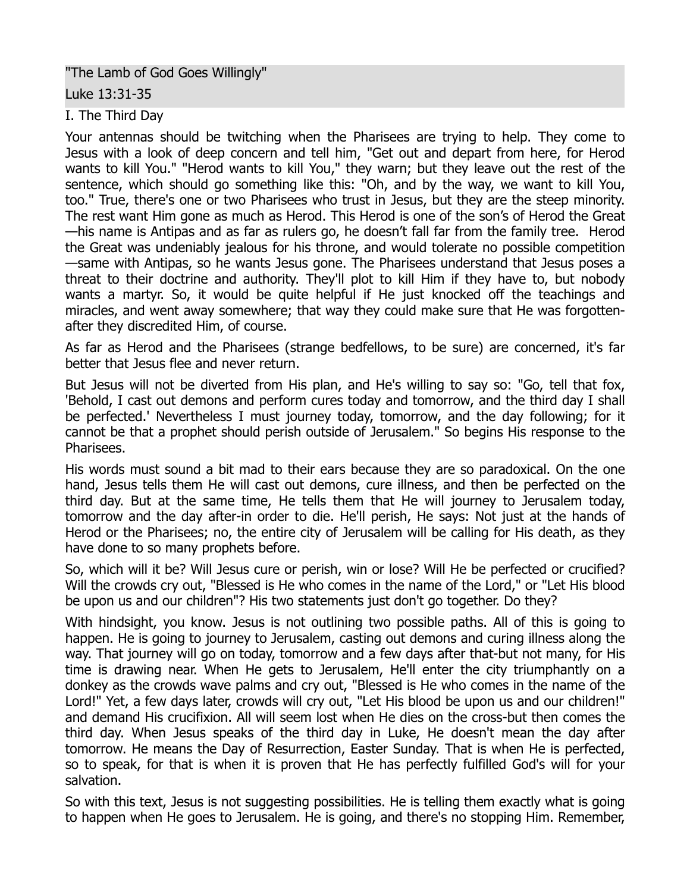# "The Lamb of God Goes Willingly"

## Luke 13:31-35

### I. The Third Day

Your antennas should be twitching when the Pharisees are trying to help. They come to Jesus with a look of deep concern and tell him, "Get out and depart from here, for Herod wants to kill You." "Herod wants to kill You," they warn; but they leave out the rest of the sentence, which should go something like this: "Oh, and by the way, we want to kill You, too." True, there's one or two Pharisees who trust in Jesus, but they are the steep minority. The rest want Him gone as much as Herod. This Herod is one of the son's of Herod the Great—his name is Antipas and as far as rulers go, he doesn't fall far from the family tree. Herod the Great was undeniably jealous for his throne, and would tolerate no possible competition—same with Antipas, so he wants Jesus gone. The Pharisees understand that Jesus poses a threat to their doctrine and authority. They'll plot to kill Him if they have to, but nobody wants a martyr. So, it would be quite helpful if He just knocked off the teachings and miracles, and went away somewhere; that way they could make sure that He was forgotten-after they discredited Him, of course.

As far as Herod and the Pharisees (strange bedfellows, to be sure) are concerned, it's far better that Jesus flee and never return.

But Jesus will not be diverted from His plan, and He's willing to say so: "Go, tell that fox, 'Behold, I cast out demons and perform cures today and tomorrow, and the third day I shall be perfected.' Nevertheless I must journey today, tomorrow, and the day following; for it cannot be that a prophet should perish outside of Jerusalem." So begins His response to the Pharisees.

His words must sound a bit mad to their ears because they are so paradoxical. On the one hand, Jesus tells them He will cast out demons, cure illness, and then be perfected on the third day. But at the same time, He tells them that He will journey to Jerusalem today, tomorrow and the day after-in order to die. He'll perish, He says: Not just at the hands of Herod or the Pharisees; no, the entire city of Jerusalem will be calling for His death, as they have done to so many prophets before.

So, which will it be? Will Jesus cure or perish, win or lose? Will He be perfected or crucified? Will the crowds cry out, "Blessed is He who comes in the name of the Lord," or "Let His blood be upon us and our children"? His two statements just don't go together. Do they?

With hindsight, you know. Jesus is not outlining two possible paths. All of this is going to happen. He is going to journey to Jerusalem, casting out demons and curing illness along the way. That journey will go on today, tomorrow and a few days after that-but not many, for His time is drawing near. When He gets to Jerusalem, He'll enter the city triumphantly on a donkey as the crowds wave palms and cry out, "Blessed is He who comes in the name of the Lord!" Yet, a few days later, crowds will cry out, "Let His blood be upon us and our children!" and demand His crucifixion. All will seem lost when He dies on the cross-but then comes the third day. When Jesus speaks of the third day in Luke, He doesn't mean the day after tomorrow. He means the Day of Resurrection, Easter Sunday. That is when He is perfected, so to speak, for that is when it is proven that He has perfectly fulfilled God's will for your salvation.

So with this text, Jesus is not suggesting possibilities. He is telling them exactly what is going to happen when He goes to Jerusalem. He is going, and there's no stopping Him. Remember,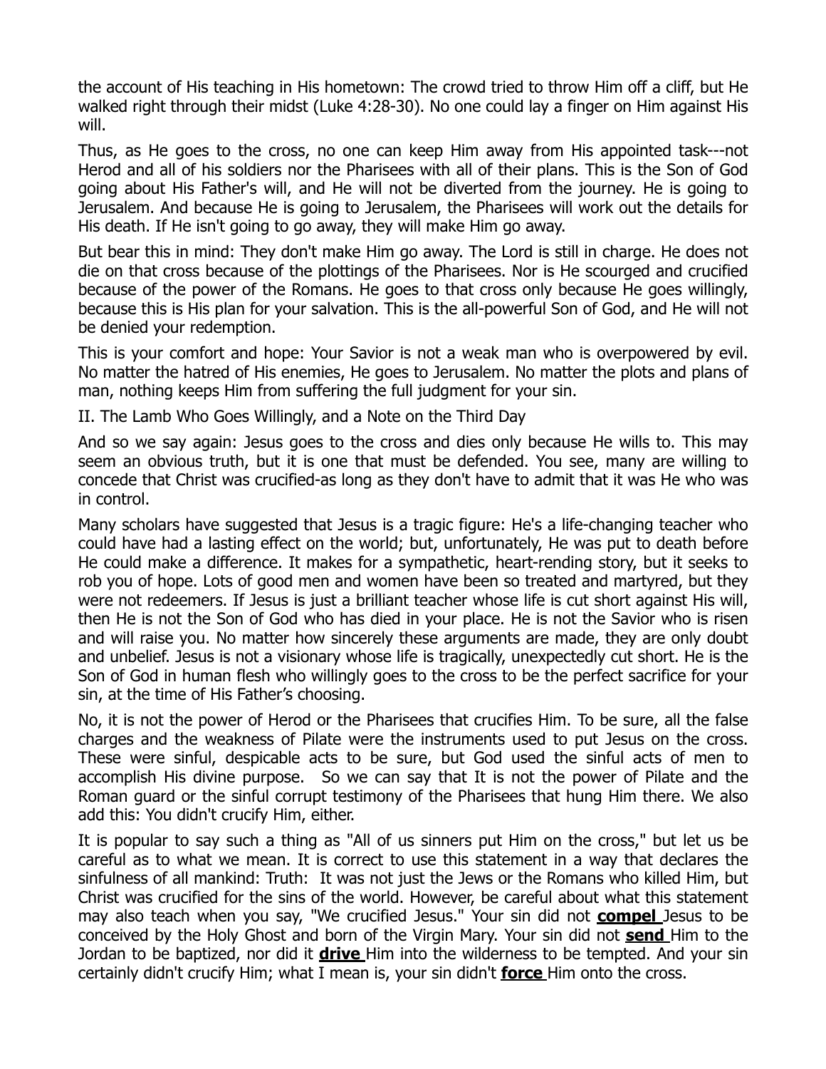the account of His teaching in His hometown: The crowd tried to throw Him off a cliff, but He walked right through their midst (Luke 4:28-30). No one could lay a finger on Him against His will.

Thus, as He goes to the cross, no one can keep Him away from His appointed task---not Herod and all of his soldiers nor the Pharisees with all of their plans. This is the Son of God going about His Father's will, and He will not be diverted from the journey. He is going to Jerusalem. And because He is going to Jerusalem, the Pharisees will work out the details for His death. If He isn't going to go away, they will make Him go away.

But bear this in mind: They don't make Him go away. The Lord is still in charge. He does not die on that cross because of the plottings of the Pharisees. Nor is He scourged and crucified because of the power of the Romans. He goes to that cross only because He goes willingly, because this is His plan for your salvation. This is the all-powerful Son of God, and He will not be denied your redemption.

This is your comfort and hope: Your Savior is not a weak man who is overpowered by evil. No matter the hatred of His enemies, He goes to Jerusalem. No matter the plots and plans of man, nothing keeps Him from suffering the full judgment for your sin.

II. The Lamb Who Goes Willingly, and a Note on the Third Day

And so we say again: Jesus goes to the cross and dies only because He wills to. This may seem an obvious truth, but it is one that must be defended. You see, many are willing to concede that Christ was crucified-as long as they don't have to admit that it was He who was in control.

Many scholars have suggested that Jesus is a tragic figure: He's a life-changing teacher who could have had a lasting effect on the world; but, unfortunately, He was put to death before He could make a difference. It makes for a sympathetic, heart-rending story, but it seeks to rob you of hope. Lots of good men and women have been so treated and martyred, but they were not redeemers. If Jesus is just a brilliant teacher whose life is cut short against His will, then He is not the Son of God who has died in your place. He is not the Savior who is risen and will raise you. No matter how sincerely these arguments are made, they are only doubt and unbelief. Jesus is not a visionary whose life is tragically, unexpectedly cut short. He is the Son of God in human flesh who willingly goes to the cross to be the perfect sacrifice for your sin, at the time of His Father's choosing.

No, it is not the power of Herod or the Pharisees that crucifies Him. To be sure, all the false charges and the weakness of Pilate were the instruments used to put Jesus on the cross. These were sinful, despicable acts to be sure, but God used the sinful acts of men to accomplish His divine purpose. So we can say that It is not the power of Pilate and the Roman guard or the sinful corrupt testimony of the Pharisees that hung Him there. We also add this: You didn't crucify Him, either.

It is popular to say such a thing as "All of us sinners put Him on the cross," but let us be careful as to what we mean. It is correct to use this statement in a way that declares the sinfulness of all mankind: Truth: It was not just the Jews or the Romans who killed Him, but Christ was crucified for the sins of the world. However, be careful about what this statement may also teach when you say, "We crucified Jesus." Your sin did not **compel** Jesus to be conceived by the Holy Ghost and born of the Virgin Mary. Your sin did not **send** Him to the Jordan to be baptized, nor did it **drive** Him into the wilderness to be tempted. And your sin certainly didn't crucify Him; what I mean is, your sin didn't **force** Him onto the cross.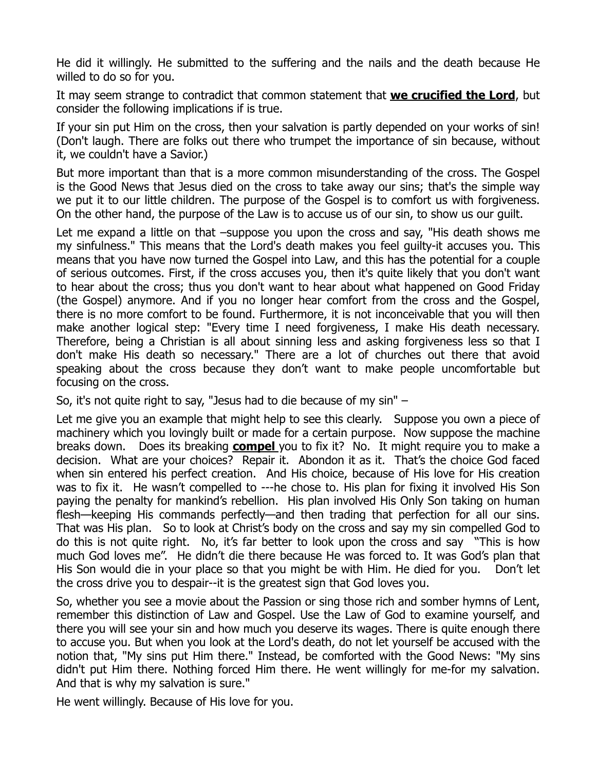He did it willingly. He submitted to the suffering and the nails and the death because He willed to do so for you.

It may seem strange to contradict that common statement that **<u>we crucified the Lord</u>**, but consider the following implications if is true.

If your sin put Him on the cross, then your salvation is partly depended on your works of sin! (Don't laugh. There are folks out there who trumpet the importance of sin because, without it, we couldn't have a Savior.)

But more important than that is a more common misunderstanding of the cross. The Gospel is the Good News that Jesus died on the cross to take away our sins; that's the simple way we put it to our little children. The purpose of the Gospel is to comfort us with forgiveness. On the other hand, the purpose of the Law is to accuse us of our sin, to show us our guilt.

Let me expand a little on that –suppose you upon the cross and say, "His death shows me my sinfulness." This means that the Lord's death makes you feel guilty-it accuses you. This means that you have now turned the Gospel into Law, and this has the potential for a couple of serious outcomes. First, if the cross accuses you, then it's quite likely that you don't want to hear about the cross; thus you don't want to hear about what happened on Good Friday (the Gospel) anymore. And if you no longer hear comfort from the cross and the Gospel, there is no more comfort to be found. Furthermore, it is not inconceivable that you will then make another logical step: "Every time I need forgiveness, I make His death necessary. Therefore, being a Christian is all about sinning less and asking forgiveness less so that I don't make His death so necessary." There are a lot of churches out there that avoid speaking about the cross because they don't want to make people uncomfortable but focusing on the cross.

So, it's not quite right to say, "Jesus had to die because of my sin" –

Let me give you an example that might help to see this clearly. Suppose you own a piece of machinery which you lovingly built or made for a certain purpose. Now suppose the machine breaks down. Does its breaking **<u>compel</u>** you to fix it? No. It might require you to make a decision. What are your choices? Repair it. Abondon it as it. That's the choice God faced when sin entered his perfect creation. And His choice, because of His love for His creation was to fix it. He wasn't compelled to ---he chose to. His plan for fixing it involved His Son paying the penalty for mankind's rebellion. His plan involved His Only Son taking on human flesh—keeping His commands perfectly—and then trading that perfection for all our sins. That was His plan. So to look at Christ's body on the cross and say my sin compelled God to do this is not quite right. No, it's far better to look upon the cross and say "This is how much God loves me". He didn't die there because He was forced to. It was God's plan that His Son would die in your place so that you might be with Him. He died for you. Don't let the cross drive you to despair--it is the greatest sign that God loves you.

So, whether you see a movie about the Passion or sing those rich and somber hymns of Lent, remember this distinction of Law and Gospel. Use the Law of God to examine yourself, and there you will see your sin and how much you deserve its wages. There is quite enough there to accuse you. But when you look at the Lord's death, do not let yourself be accused with the notion that, "My sins put Him there." Instead, be comforted with the Good News: "My sins didn't put Him there. Nothing forced Him there. He went willingly for me-for my salvation. And that is why my salvation is sure."

He went willingly. Because of His love for you.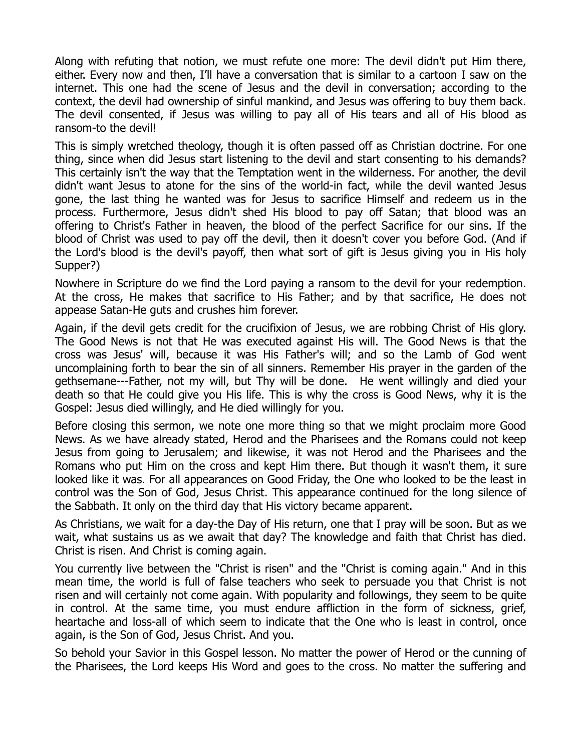Along with refuting that notion, we must refute one more: The devil didn't put Him there, either. Every now and then, I'll have a conversation that is similar to a cartoon I saw on the internet. This one had the scene of Jesus and the devil in conversation; according to the context, the devil had ownership of sinful mankind, and Jesus was offering to buy them back. The devil consented, if Jesus was willing to pay all of His tears and all of His blood as ransom-to the devil!

This is simply wretched theology, though it is often passed off as Christian doctrine. For one thing, since when did Jesus start listening to the devil and start consenting to his demands? This certainly isn't the way that the Temptation went in the wilderness. For another, the devil didn't want Jesus to atone for the sins of the world-in fact, while the devil wanted Jesus gone, the last thing he wanted was for Jesus to sacrifice Himself and redeem us in the process. Furthermore, Jesus didn't shed His blood to pay off Satan; that blood was an offering to Christ's Father in heaven, the blood of the perfect Sacrifice for our sins. If the blood of Christ was used to pay off the devil, then it doesn't cover you before God. (And if the Lord's blood is the devil's payoff, then what sort of gift is Jesus giving you in His holy Supper?)

Nowhere in Scripture do we find the Lord paying a ransom to the devil for your redemption. At the cross, He makes that sacrifice to His Father; and by that sacrifice, He does not appease Satan-He guts and crushes him forever.

Again, if the devil gets credit for the crucifixion of Jesus, we are robbing Christ of His glory. The Good News is not that He was executed against His will. The Good News is that the cross was Jesus' will, because it was His Father's will; and so the Lamb of God went uncomplaining forth to bear the sin of all sinners. Remember His prayer in the garden of the gethsemane---Father, not my will, but Thy will be done. He went willingly and died your death so that He could give you His life. This is why the cross is Good News, why it is the Gospel: Jesus died willingly, and He died willingly for you.

Before closing this sermon, we note one more thing so that we might proclaim more Good News. As we have already stated, Herod and the Pharisees and the Romans could not keep Jesus from going to Jerusalem; and likewise, it was not Herod and the Pharisees and the Romans who put Him on the cross and kept Him there. But though it wasn't them, it sure looked like it was. For all appearances on Good Friday, the One who looked to be the least in control was the Son of God, Jesus Christ. This appearance continued for the long silence of the Sabbath. It only on the third day that His victory became apparent.

As Christians, we wait for a day-the Day of His return, one that I pray will be soon. But as we wait, what sustains us as we await that day? The knowledge and faith that Christ has died. Christ is risen. And Christ is coming again.

You currently live between the "Christ is risen" and the "Christ is coming again." And in this mean time, the world is full of false teachers who seek to persuade you that Christ is not risen and will certainly not come again. With popularity and followings, they seem to be quite in control. At the same time, you must endure affliction in the form of sickness, grief, heartache and loss-all of which seem to indicate that the One who is least in control, once again, is the Son of God, Jesus Christ. And you.

So behold your Savior in this Gospel lesson. No matter the power of Herod or the cunning of the Pharisees, the Lord keeps His Word and goes to the cross. No matter the suffering and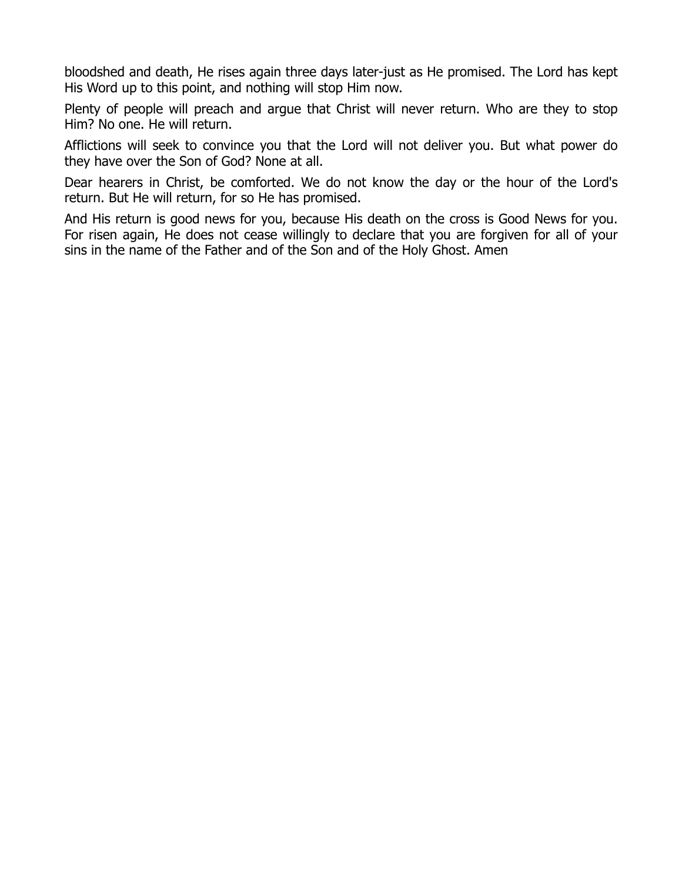bloodshed and death, He rises again three days later-just as He promised. The Lord has kept His Word up to this point, and nothing will stop Him now.

Plenty of people will preach and argue that Christ will never return. Who are they to stop Him? No one. He will return.

Afflictions will seek to convince you that the Lord will not deliver you. But what power do they have over the Son of God? None at all.

Dear hearers in Christ, be comforted. We do not know the day or the hour of the Lord's return. But He will return, for so He has promised.

And His return is good news for you, because His death on the cross is Good News for you. For risen again, He does not cease willingly to declare that you are forgiven for all of your sins in the name of the Father and of the Son and of the Holy Ghost. Amen